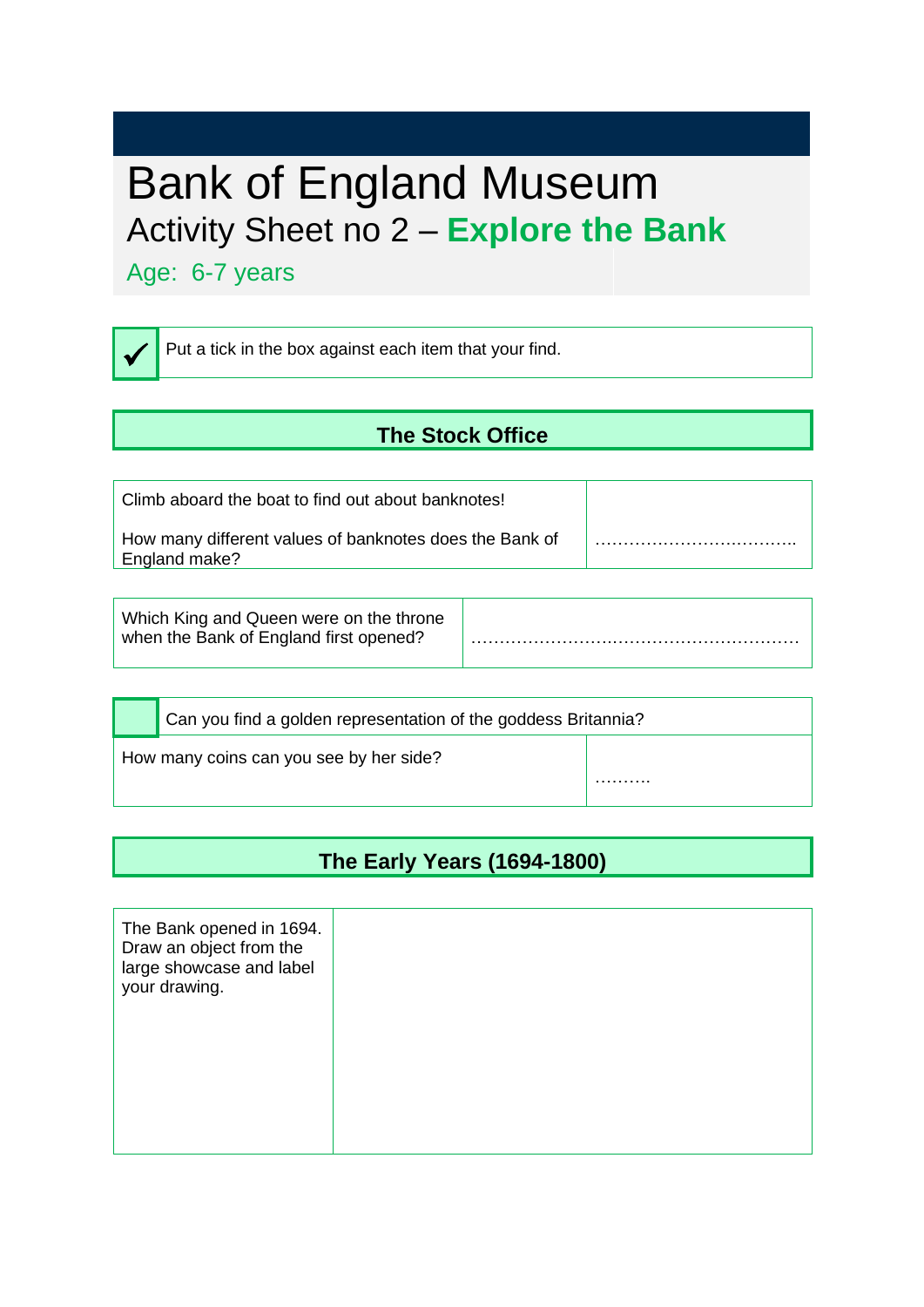# Bank of England Museum

## Activity Sheet no 2 – **Explore the Bank**

Age: 6-7 years

✓ Put a tick in the box against each item that your find.

## The Stock Office

| Climb aboard the boat to find out about banknotes!<br><br>How many different values of banknotes does the Bank of England make? | ……………………………. |
|---|---|

| Which King and Queen were on the throne when the Bank of England first opened? | …………………..……………………… |
|---|---|

| ☐ Can you find a golden representation of the goddess Britannia? | |
|---|---|
| How many coins can you see by her side? | ………. |

## The Early Years (1694-1800)

| The Bank opened in 1694. Draw an object from the large showcase and label your drawing. | |
|---|---|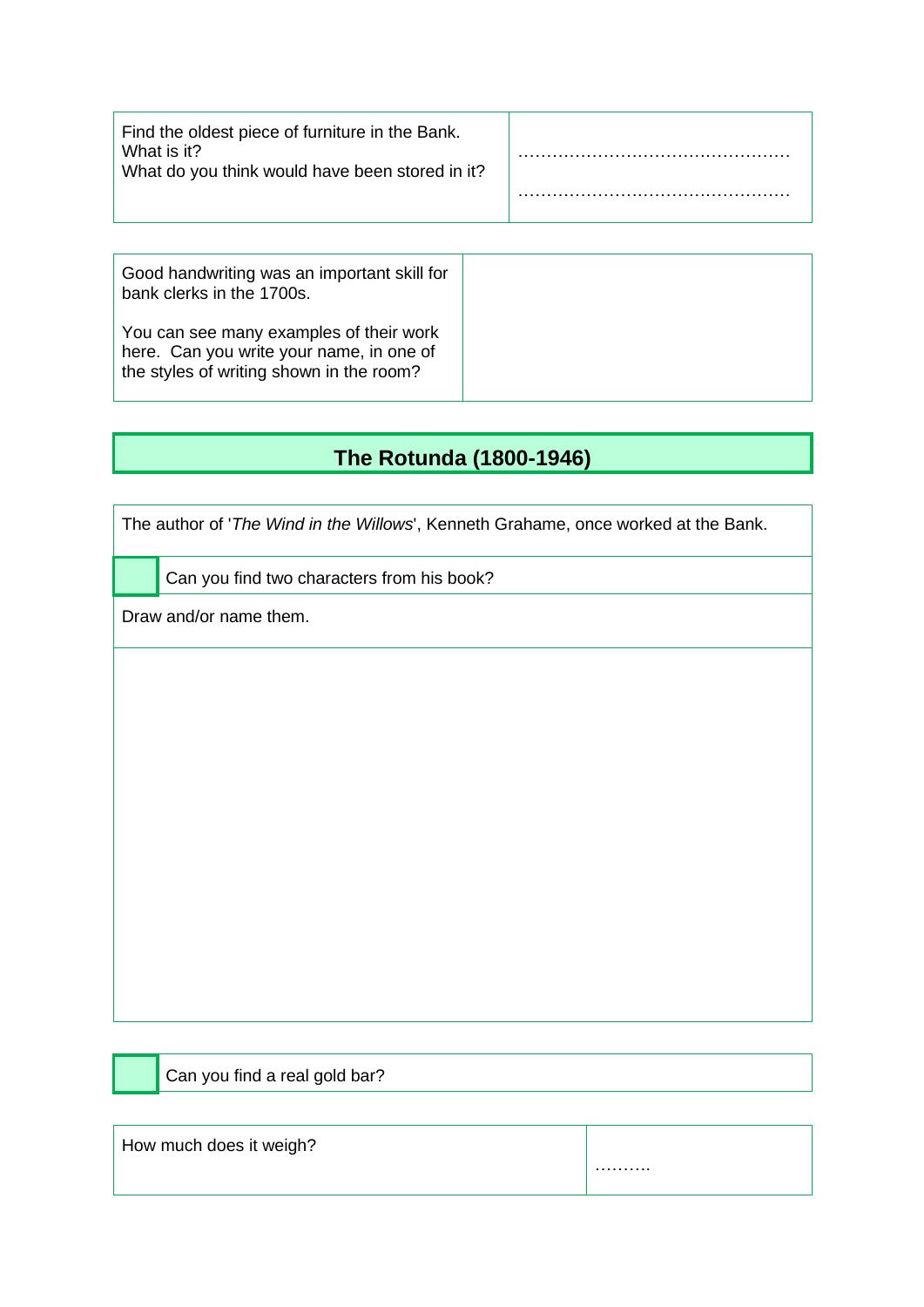| Find the oldest piece of furniture in the Bank.<br>What is it?<br>What do you think would have been stored in it? | …………………………………………<br><br>………………………………………… |
|---|---|

| Good handwriting was an important skill for bank clerks in the 1700s.<br><br>You can see many examples of their work here. Can you write your name, in one of the styles of writing shown in the room? | |
|---|---|

## The Rotunda (1800-1946)

The author of '*The Wind in the Willows*', Kenneth Grahame, once worked at the Bank.

☐ Can you find two characters from his book?

Draw and/or name them.

☐ Can you find a real gold bar?

| How much does it weigh? | ………. |
|---|---|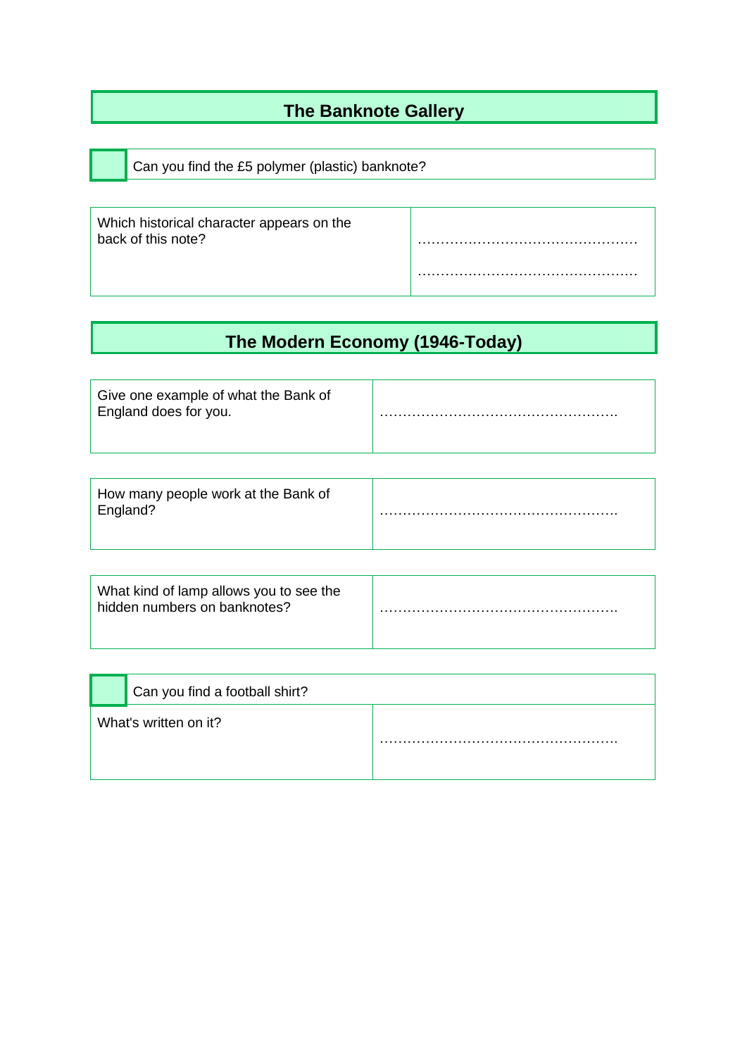## The Banknote Gallery

| | |
|---|---|
| ☐ | Can you find the £5 polymer (plastic) banknote? |

| | |
|---|---|
| Which historical character appears on the back of this note? | ………………………………………… ………………………………………… |

## The Modern Economy (1946-Today)

| | |
|---|---|
| Give one example of what the Bank of England does for you. | ……………………………………………. |

| | |
|---|---|
| How many people work at the Bank of England? | ……………………………………………. |

| | |
|---|---|
| What kind of lamp allows you to see the hidden numbers on banknotes? | ……………………………………………. |

| | |
|---|---|
| ☐ | Can you find a football shirt? |
| What's written on it? | ……………………………………………. |